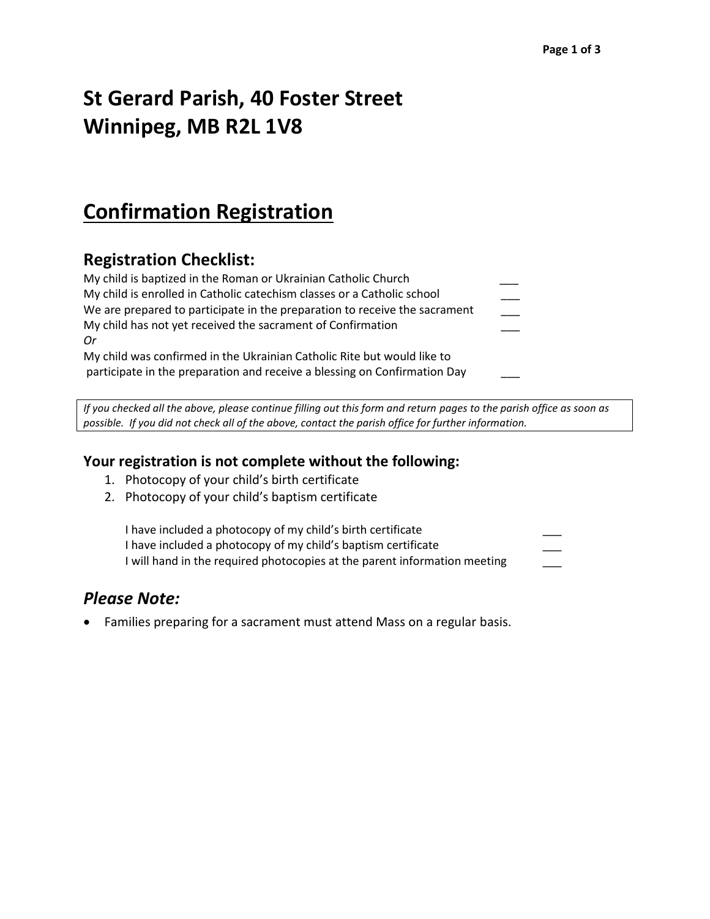# St Gerard Parish, 40 Foster Street
# Winnipeg, MB R2L 1V8

## Confirmation Registration

### Registration Checklist:

My child is baptized in the Roman or Ukrainian Catholic Church ___
My child is enrolled in Catholic catechism classes or a Catholic school ___
We are prepared to participate in the preparation to receive the sacrament ___
My child has not yet received the sacrament of Confirmation ___
*Or*
My child was confirmed in the Ukrainian Catholic Rite but would like to participate in the preparation and receive a blessing on Confirmation Day ___

*If you checked all the above, please continue filling out this form and return pages to the parish office as soon as possible. If you did not check all of the above, contact the parish office for further information.*

### Your registration is not complete without the following:

1. Photocopy of your child's birth certificate
2. Photocopy of your child's baptism certificate

I have included a photocopy of my child's birth certificate ___
I have included a photocopy of my child's baptism certificate ___
I will hand in the required photocopies at the parent information meeting ___

### *Please Note:*

- Families preparing for a sacrament must attend Mass on a regular basis.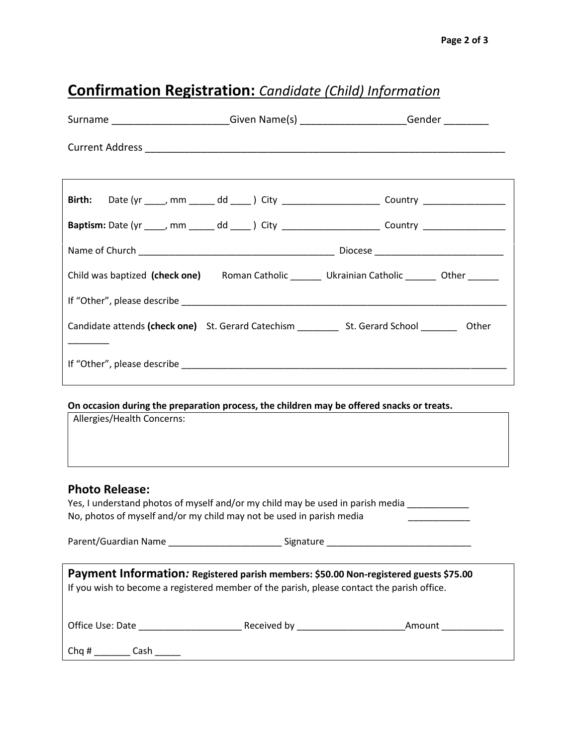# **Confirmation Registration:** *Candidate (Child) Information*

Surname _____________________Given Name(s) ___________________Gender ________

Current Address _________________________________________________________________

**Birth:** Date (yr ____, mm _____ dd ____ ) City ___________________ Country ________________

**Baptism:** Date (yr ____, mm _____ dd ____ ) City ___________________ Country ________________

Name of Church ________________________________________ Diocese _________________________

Child was baptized **(check one)** Roman Catholic ______ Ukrainian Catholic ______ Other ______

If "Other", please describe _________________________________________________________________

Candidate attends **(check one)** St. Gerard Catechism ________ St. Gerard School _______ Other ________

If "Other", please describe _________________________________________________________________

**On occasion during the preparation process, the children may be offered snacks or treats.**

Allergies/Health Concerns:

## Photo Release:

Yes, I understand photos of myself and/or my child may be used in parish media ____________
No, photos of myself and/or my child may not be used in parish media ____________

Parent/Guardian Name ______________________ Signature ____________________________

**Payment Information***:* **Registered parish members: $50.00 Non-registered guests $75.00**
If you wish to become a registered member of the parish, please contact the parish office.

Office Use: Date ____________________ Received by _____________________Amount ____________

Chq # _______ Cash _____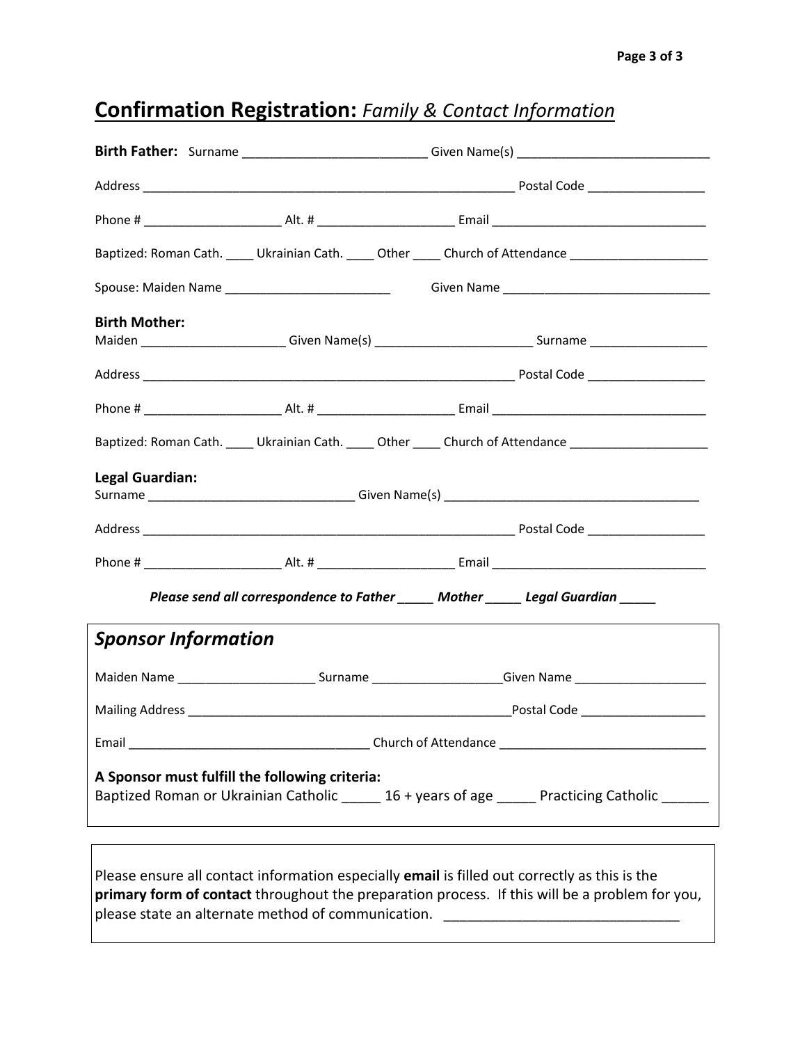# **Confirmation Registration:** *Family & Contact Information*

**Birth Father:** Surname ___________________________ Given Name(s) ____________________________

Address _______________________________________________________ Postal Code _________________

Phone # ____________________ Alt. # ____________________ Email _______________________________

Baptized: Roman Cath. ____ Ukrainian Cath. ____ Other ____ Church of Attendance ____________________

Spouse: Maiden Name ________________________ Given Name ______________________________

**Birth Mother:**
Maiden _____________________ Given Name(s) ______________________ Surname _________________

Address ________________________________________________________ Postal Code _________________

Phone # ____________________ Alt. # ____________________ Email _______________________________

Baptized: Roman Cath. ____ Ukrainian Cath. ____ Other ____ Church of Attendance ____________________

**Legal Guardian:**
Surname ______________________________ Given Name(s) ____________________________________

Address ________________________________________________________ Postal Code _________________

Phone # ____________________ Alt. # ____________________ Email _______________________________

***Please send all correspondence to Father _____ Mother _____ Legal Guardian _____***

## *Sponsor Information*

Maiden Name ____________________ Surname ___________________Given Name ___________________

Mailing Address _______________________________________________Postal Code __________________

Email __________________________________ Church of Attendance _____________________________

**A Sponsor must fulfill the following criteria:**
Baptized Roman or Ukrainian Catholic _____ 16 + years of age _____ Practicing Catholic ______

Please ensure all contact information especially **email** is filled out correctly as this is the **primary form of contact** throughout the preparation process. If this will be a problem for you, please state an alternate method of communication. _____________________________